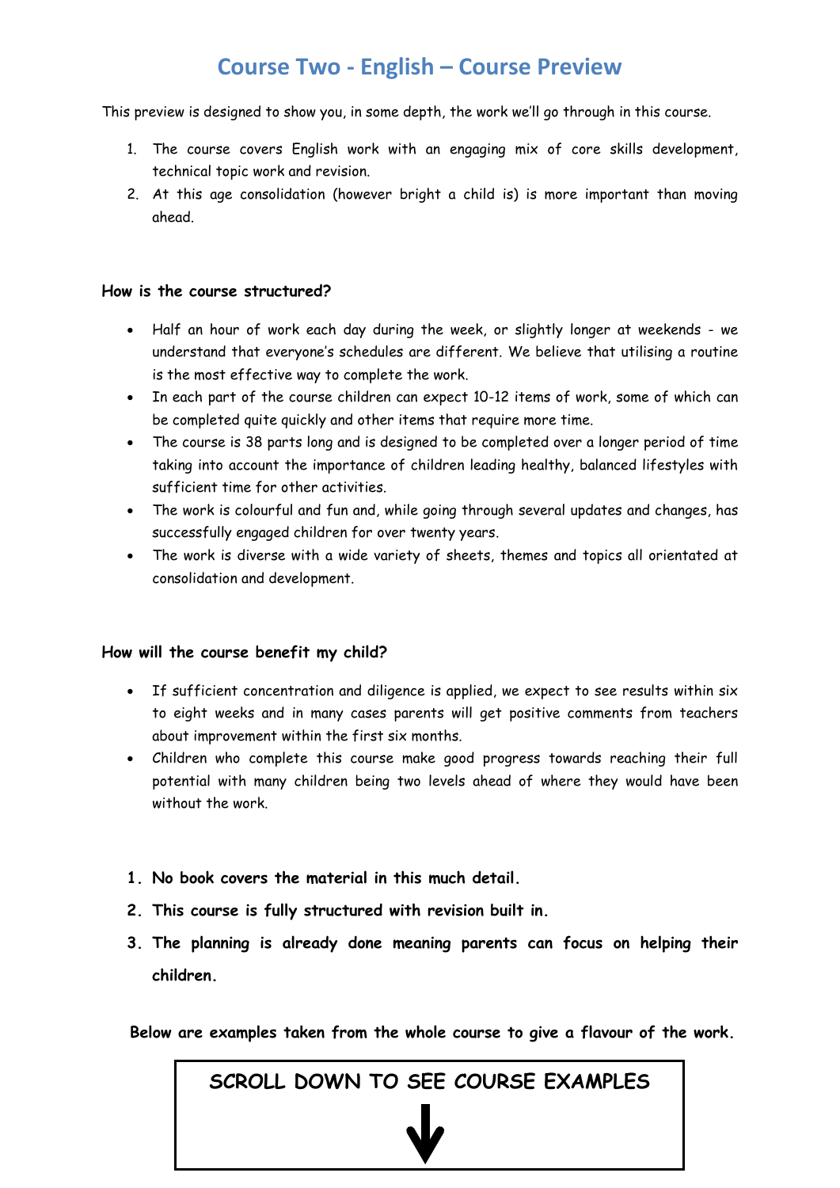# Course Two - English – Course Preview

This preview is designed to show you, in some depth, the work we'll go through in this course.

1. The course covers English work with an engaging mix of core skills development, technical topic work and revision.
2. At this age consolidation (however bright a child is) is more important than moving ahead.

**How is the course structured?**

- Half an hour of work each day during the week, or slightly longer at weekends - we understand that everyone's schedules are different. We believe that utilising a routine is the most effective way to complete the work.
- In each part of the course children can expect 10-12 items of work, some of which can be completed quite quickly and other items that require more time.
- The course is 38 parts long and is designed to be completed over a longer period of time taking into account the importance of children leading healthy, balanced lifestyles with sufficient time for other activities.
- The work is colourful and fun and, while going through several updates and changes, has successfully engaged children for over twenty years.
- The work is diverse with a wide variety of sheets, themes and topics all orientated at consolidation and development.

**How will the course benefit my child?**

- If sufficient concentration and diligence is applied, we expect to see results within six to eight weeks and in many cases parents will get positive comments from teachers about improvement within the first six months.
- Children who complete this course make good progress towards reaching their full potential with many children being two levels ahead of where they would have been without the work.

1. **No book covers the material in this much detail.**
2. **This course is fully structured with revision built in.**
3. **The planning is already done meaning parents can focus on helping their children.**

**Below are examples taken from the whole course to give a flavour of the work.**

SCROLL DOWN TO SEE COURSE EXAMPLES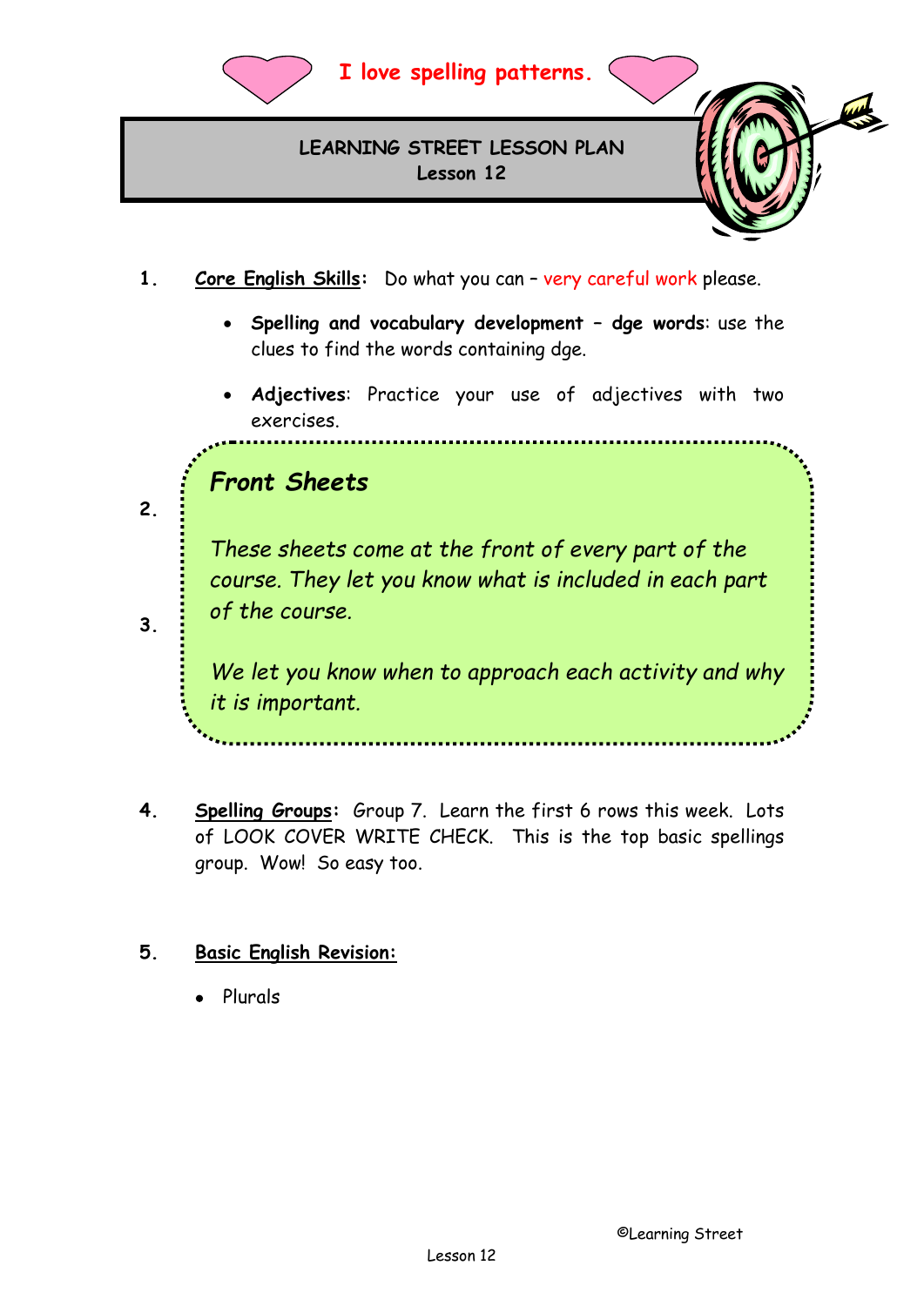I love spelling patterns.

## LEARNING STREET LESSON PLAN
### Lesson 12

1. **Core English Skills:** Do what you can – very careful work please.

   - **Spelling and vocabulary development – dge words**: use the clues to find the words containing dge.
   - **Adjectives**: Practice your use of adjectives with two exercises.

2.

3.

> ***Front Sheets***
>
> *These sheets come at the front of every part of the course. They let you know what is included in each part of the course.*
>
> *We let you know when to approach each activity and why it is important.*

4. **Spelling Groups:** Group 7. Learn the first 6 rows this week. Lots of LOOK COVER WRITE CHECK. This is the top basic spellings group. Wow! So easy too.

5. **Basic English Revision:**

   - Plurals

©Learning Street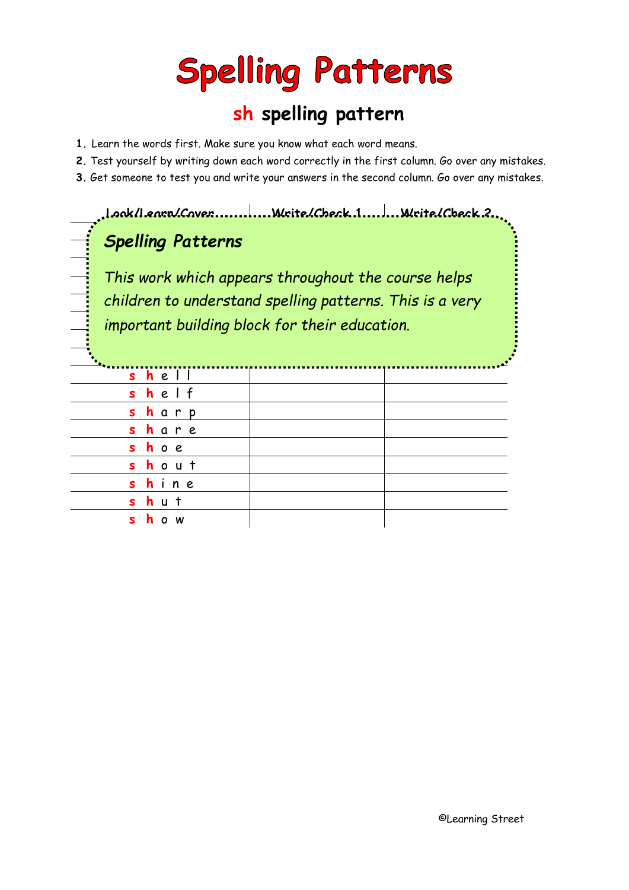# Spelling Patterns

## sh spelling pattern

1. Learn the words first. Make sure you know what each word means.
2. Test yourself by writing down each word correctly in the first column. Go over any mistakes.
3. Get someone to test you and write your answers in the second column. Go over any mistakes.

*Spelling Patterns*

*This work which appears throughout the course helps children to understand spelling patterns. This is a very important building block for their education.*

| Look/Learn/Cover | Write/Check 1 | Write/Check 2 |
|---|---|---|
| s h e l l | | |
| s h e l f | | |
| s h a r p | | |
| s h a r e | | |
| s h o e | | |
| s h o u t | | |
| s h i n e | | |
| s h u t | | |
| s h o w | | |

©Learning Street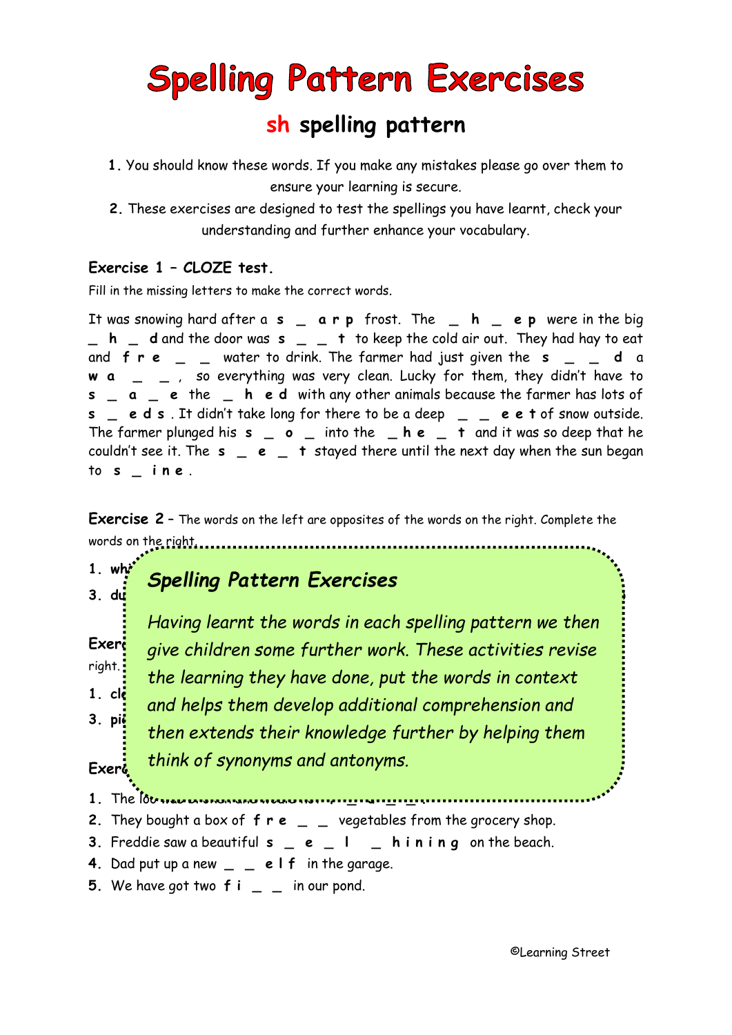# Spelling Pattern Exercises

## sh spelling pattern

1. You should know these words. If you make any mistakes please go over them to ensure your learning is secure.
2. These exercises are designed to test the spellings you have learnt, check your understanding and further enhance your vocabulary.

**Exercise 1 – CLOZE test.**

Fill in the missing letters to make the correct words.

It was snowing hard after a **s _ a r p** frost. The **_ h _ e p** were in the big **_ h _ d** and the door was **s _ _ t** to keep the cold air out. They had hay to eat and **f r e _ _** water to drink. The farmer had just given the **s _ _ d** a **w a _ _**, so everything was very clean. Lucky for them, they didn't have to **s _ a _ e** the **_ h e d** with any other animals because the farmer has lots of **s _ e d s**. It didn't take long for there to be a deep **_ _ e e t** of snow outside. The farmer plunged his **s _ o _** into the **_ h e _ t** and it was so deep that he couldn't see it. The **s _ e _ t** stayed there until the next day when the sun began to **s _ i n e**.

**Exercise 2** – The words on the left are opposites of the words on the right. Complete the words on the right.

1. wh

3. du

**Exer**

right.

1. cl

3. pi

**Exer**

*Spelling Pattern Exercises*

*Having learnt the words in each spelling pattern we then give children some further work. These activities revise the learning they have done, put the words in context and helps them develop additional comprehension and then extends their knowledge further by helping them think of synonyms and antonyms.*

1. The lo
2. They bought a box of **f r e _ _** vegetables from the grocery shop.
3. Freddie saw a beautiful **s _ e _ l _ h i n i n g** on the beach.
4. Dad put up a new **_ _ e l f** in the garage.
5. We have got two **f i _ _** in our pond.

©Learning Street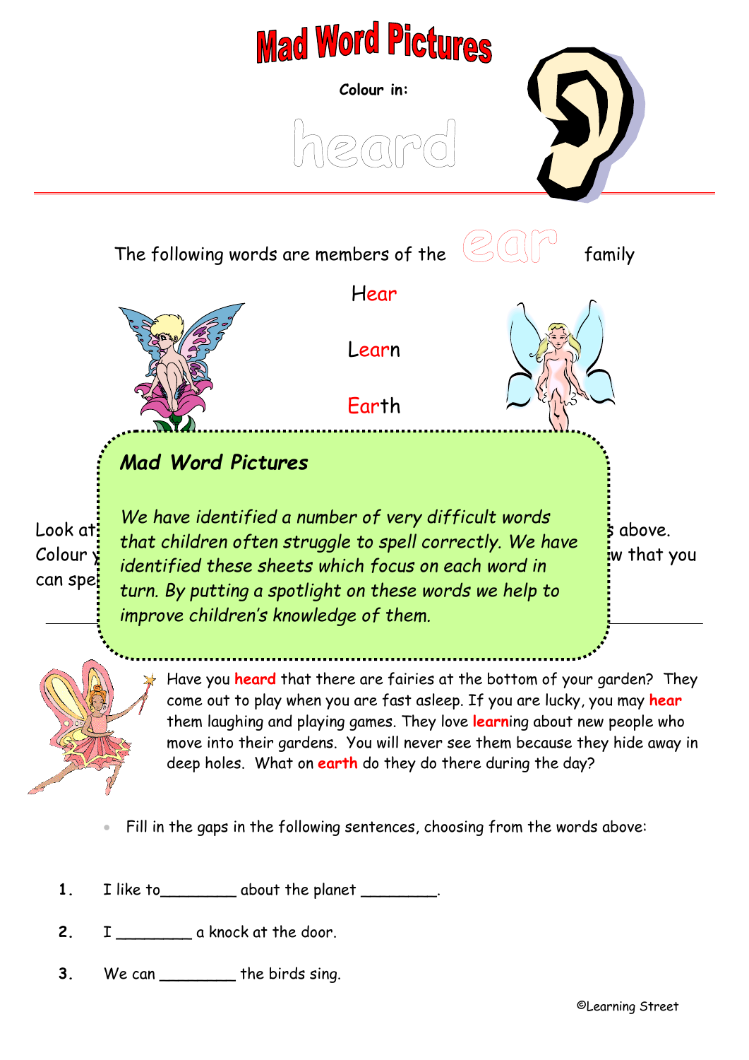# Mad Word Pictures

**Colour in:**

heard

The following words are members of the ear family

Hear

Learn

Earth

*Mad Word Pictures*

*We have identified a number of very difficult words that children often struggle to spell correctly. We have identified these sheets which focus on each word in turn. By putting a spotlight on these words we help to improve children's knowledge of them.*

Look at ... above.
Colour y... w that you can spe...

Have you **heard** that there are fairies at the bottom of your garden? They come out to play when you are fast asleep. If you are lucky, you may **hear** them laughing and playing games. They love **learn**ing about new people who move into their gardens. You will never see them because they hide away in deep holes. What on **earth** do they do there during the day?

- Fill in the gaps in the following sentences, choosing from the words above:

1. I like to________ about the planet ________.
2. I ________ a knock at the door.
3. We can ________ the birds sing.

©Learning Street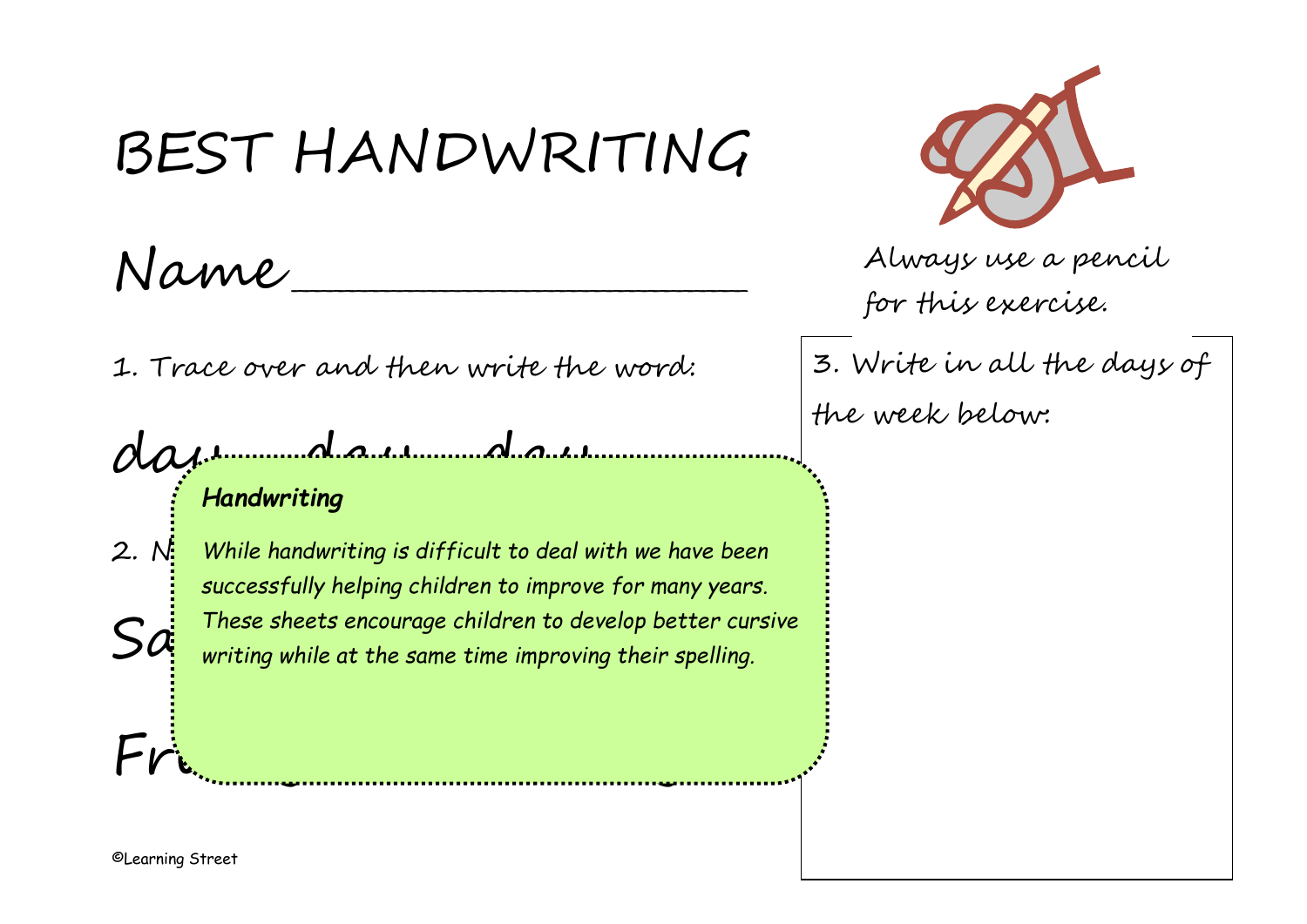# BEST HANDWRITING

Name____________________

Always use a pencil for this exercise.

1. Trace over and then write the word:

day day day

2. N

Sa

Fr

***Handwriting***

*While handwriting is difficult to deal with we have been successfully helping children to improve for many years. These sheets encourage children to develop better cursive writing while at the same time improving their spelling.*

3. Write in all the days of the week below:

©Learning Street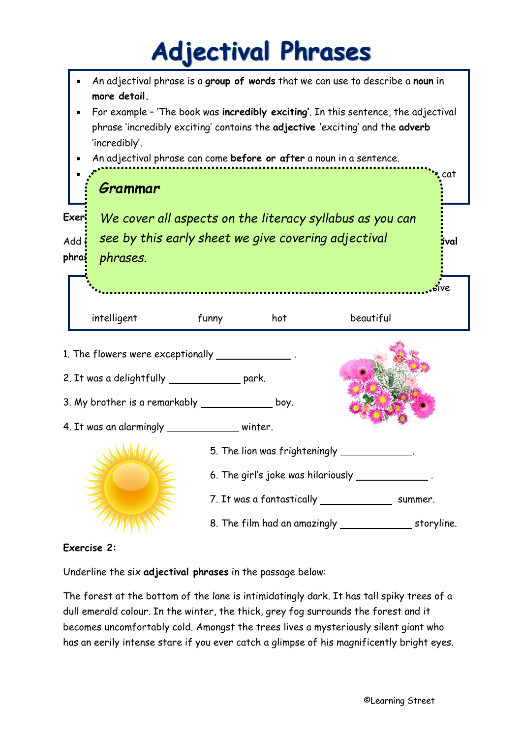# Adjectival Phrases

- An adjectival phrase is a **group of words** that we can use to describe a **noun** in **more detail.**
- For example – 'The book was **incredibly exciting'**. In this sentence, the adjectival phrase 'incredibly exciting' contains the **adjective** 'exciting' and the **adverb** 'incredibly'.
- An adjectival phrase can come **before or after** a noun in a sentence.
- cat

## *Grammar*

*We cover all aspects on the literacy syllabus as you can see by this early sheet we give covering adjectival phrases.*

**Exer**

Add ival **phra**

sive

intelligent funny hot beautiful

1. The flowers were exceptionally ____________ .
2. It was a delightfully ____________ park.
3. My brother is a remarkably ____________ boy.
4. It was an alarmingly ____________ winter.
5. The lion was frighteningly ____________.
6. The girl's joke was hilariously ____________ .
7. It was a fantastically ____________ summer.
8. The film had an amazingly ____________ storyline.

**Exercise 2:**

Underline the six **adjectival phrases** in the passage below:

The forest at the bottom of the lane is intimidatingly dark. It has tall spiky trees of a dull emerald colour. In the winter, the thick, grey fog surrounds the forest and it becomes uncomfortably cold. Amongst the trees lives a mysteriously silent giant who has an eerily intense stare if you ever catch a glimpse of his magnificently bright eyes.

©Learning Street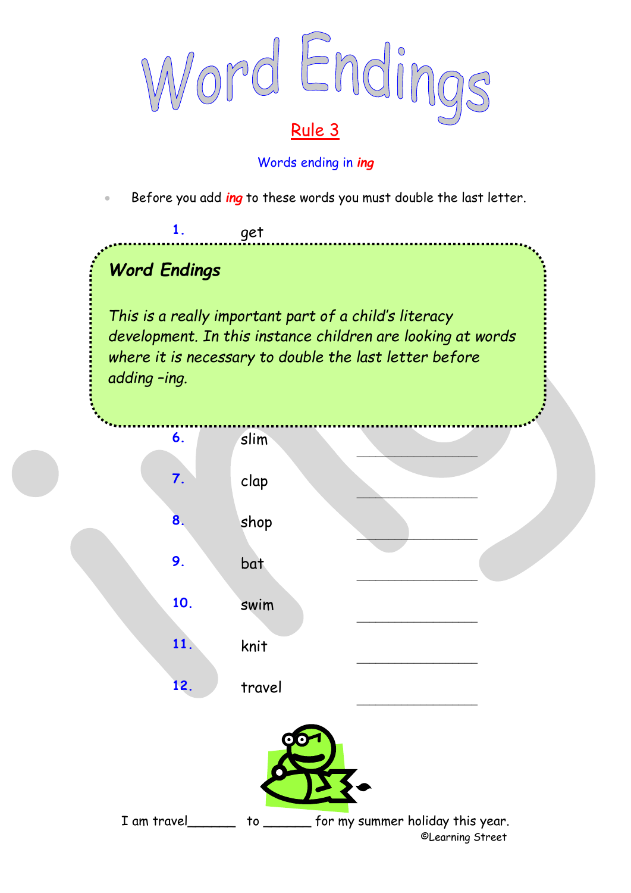# Word Endings

## Rule 3

Words ending in ***ing***

- Before you add ***ing*** to these words you must double the last letter.

1. get

> ***Word Endings***
>
> *This is a really important part of a child's literacy development. In this instance children are looking at words where it is necessary to double the last letter before adding –ing.*

6. slim ________________
7. clap ________________
8. shop ________________
9. bat ________________
10. swim ________________
11. knit ________________
12. travel ________________

I am travel______ to ______ for my summer holiday this year.

©Learning Street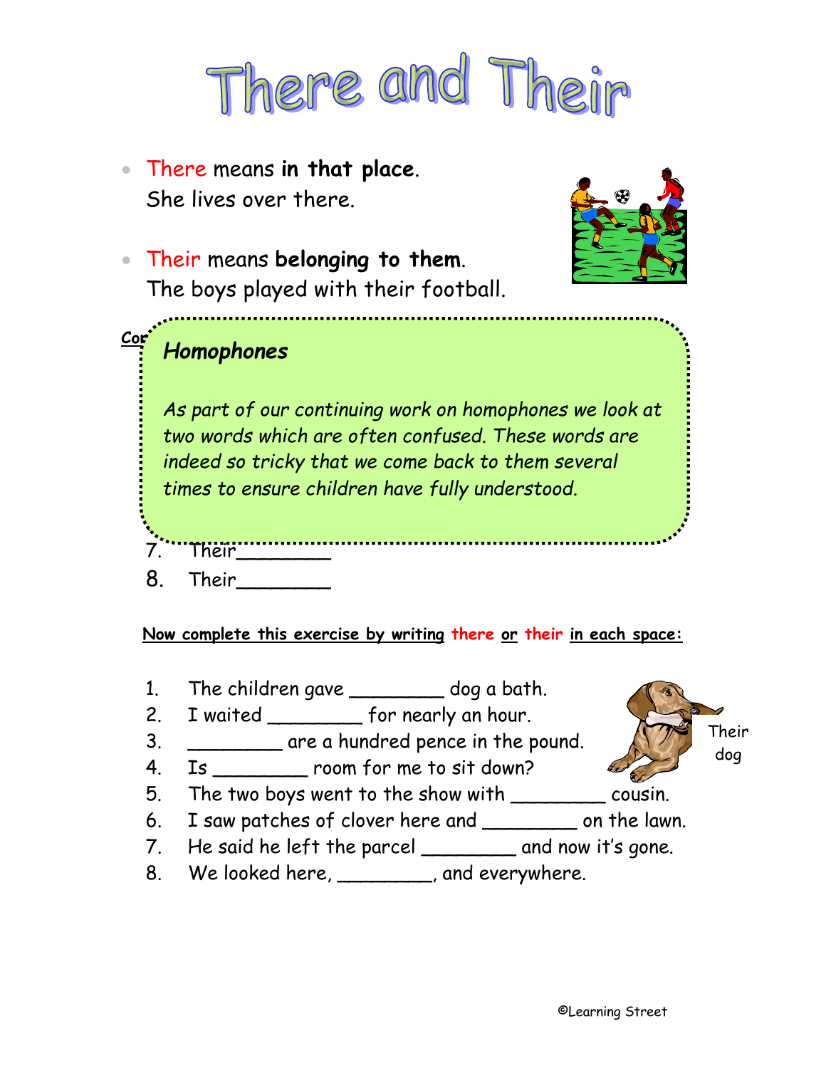# There and Their

- There means **in that place**.
  She lives over there.

- Their means **belonging to them**.
  The boys played with their football.

Cor

*Homophones*

*As part of our continuing work on homophones we look at two words which are often confused. These words are indeed so tricky that we come back to them several times to ensure children have fully understood.*

7. Their________
8. Their________

**Now complete this exercise by writing there or their in each space:**

1. The children gave ________ dog a bath.
2. I waited ________ for nearly an hour.
3. ________ are a hundred pence in the pound.
4. Is ________ room for me to sit down?
5. The two boys went to the show with ________ cousin.
6. I saw patches of clover here and ________ on the lawn.
7. He said he left the parcel ________ and now it's gone.
8. We looked here, ________, and everywhere.

Their dog

©Learning Street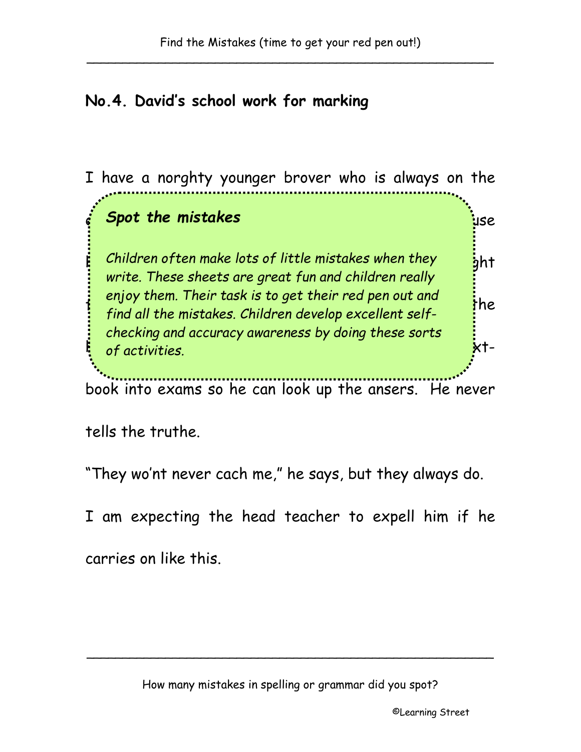## No.4. David's school work for marking

I have a norghty younger brover who is always on the

> ***Spot the mistakes***
>
> *Children often make lots of little mistakes when they write. These sheets are great fun and children really enjoy them. Their task is to get their red pen out and find all the mistakes. Children develop excellent self-checking and accuracy awareness by doing these sorts of activities.*

book into exams so he can look up the ansers. He never tells the truthe.

"They wo'nt never cach me," he says, but they always do.

I am expecting the head teacher to expell him if he carries on like this.

How many mistakes in spelling or grammar did you spot?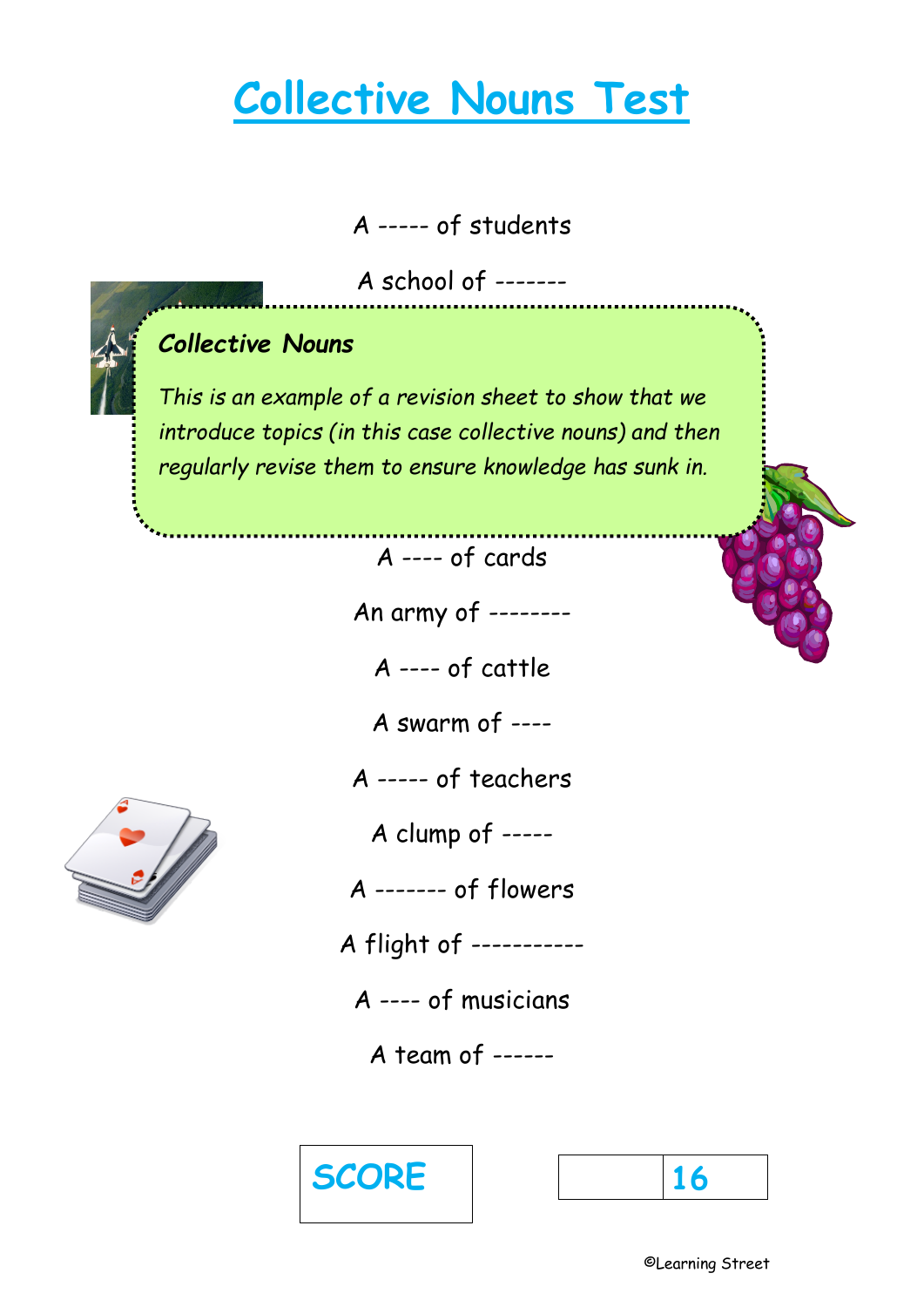# Collective Nouns Test

A ----- of students

A school of -------

***Collective Nouns***

*This is an example of a revision sheet to show that we introduce topics (in this case collective nouns) and then regularly revise them to ensure knowledge has sunk in.*

A ---- of cards

An army of --------

A ---- of cattle

A swarm of ----

A ----- of teachers

A clump of -----

A ------- of flowers

A flight of -----------

A ---- of musicians

A team of ------

| SCORE | | 16 |
|---|---|---|

©Learning Street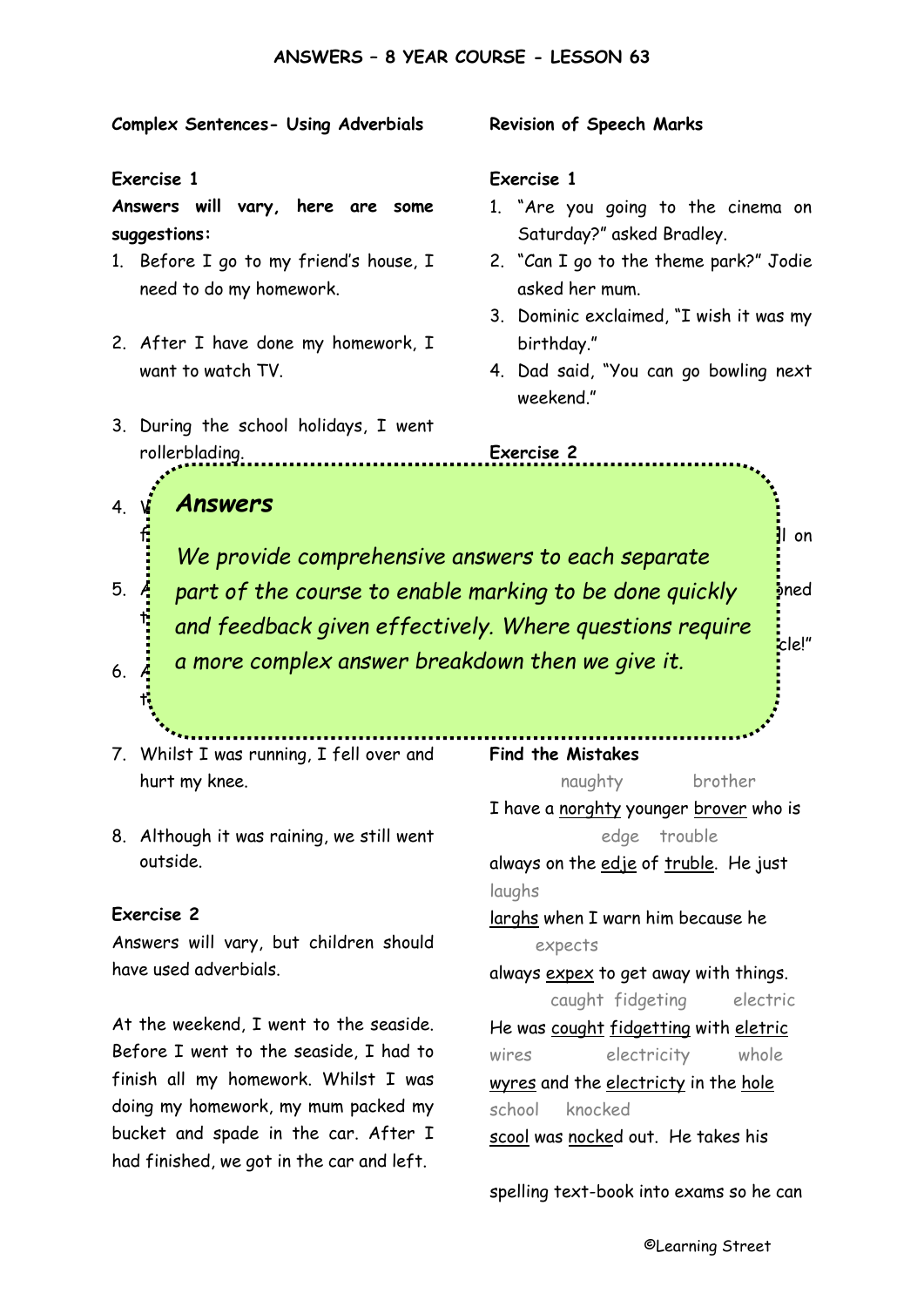# ANSWERS – 8 YEAR COURSE - LESSON 63

## Complex Sentences- Using Adverbials

### Exercise 1

**Answers will vary, here are some suggestions:**

1. Before I go to my friend's house, I need to do my homework.
2. After I have done my homework, I want to watch TV.
3. During the school holidays, I went rollerblading.
4. V f
5. A t
6. A t
7. Whilst I was running, I fell over and hurt my knee.
8. Although it was raining, we still went outside.

### Exercise 2

Answers will vary, but children should have used adverbials.

At the weekend, I went to the seaside. Before I went to the seaside, I had to finish all my homework. Whilst I was doing my homework, my mum packed my bucket and spade in the car. After I had finished, we got in the car and left.

## Revision of Speech Marks

### Exercise 1

1. "Are you going to the cinema on Saturday?" asked Bradley.
2. "Can I go to the theme park?" Jodie asked her mum.
3. Dominic exclaimed, "I wish it was my birthday."
4. Dad said, "You can go bowling next weekend."

### Exercise 2

l on

ned

cle!"

***Answers***

*We provide comprehensive answers to each separate part of the course to enable marking to be done quickly and feedback given effectively. Where questions require a more complex answer breakdown then we give it.*

## Find the Mistakes

I have a norghty (naughty) younger brover (brother) who is always on the edje (edge) of truble (trouble). He just larghs (laughs) when I warn him because he always expex (expects) to get away with things. He was cought (caught) fidgetting (fidgeting) with eletric (electric) wyres (wires) and the electricty (electricity) in the hole (whole) scool (school) was nocked (knocked) out. He takes his spelling text-book into exams so he can

©Learning Street